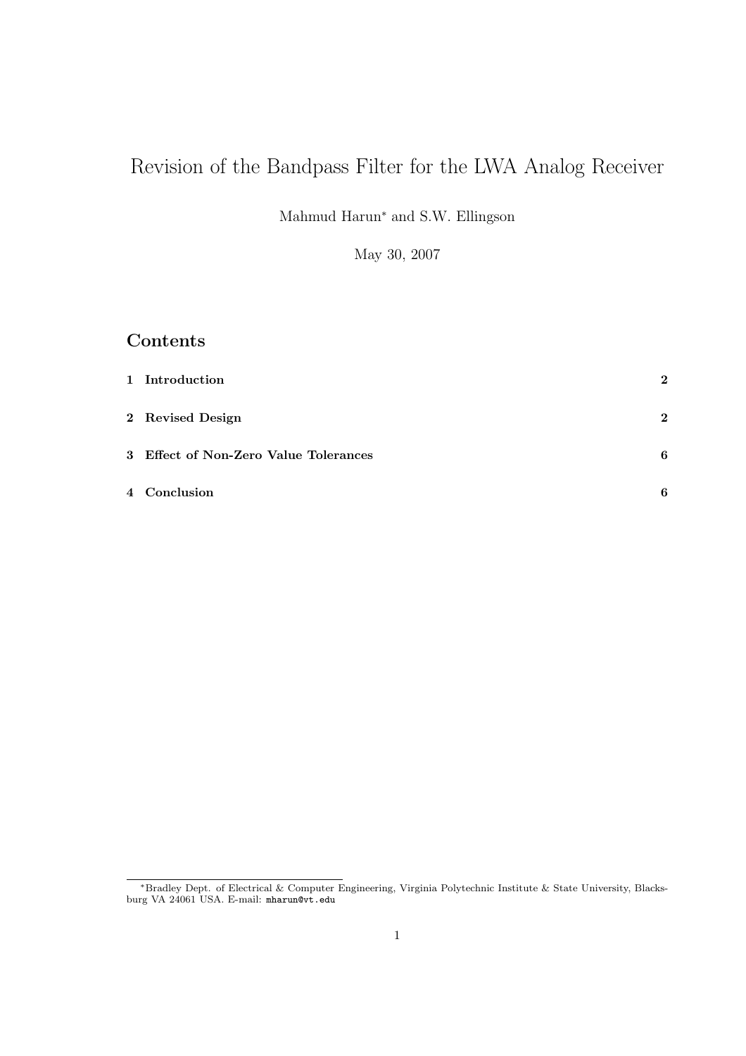# Revision of the Bandpass Filter for the LWA Analog Receiver

Mahmud Harun* and S.W. Ellingson

May 30, 2007

## Contents

| | | |
|---|---|---|
| **1** | **Introduction** | **2** |
| **2** | **Revised Design** | **2** |
| **3** | **Effect of Non-Zero Value Tolerances** | **6** |
| **4** | **Conclusion** | **6** |

*Bradley Dept. of Electrical & Computer Engineering, Virginia Polytechnic Institute & State University, Blacksburg VA 24061 USA. E-mail: mharun@vt.edu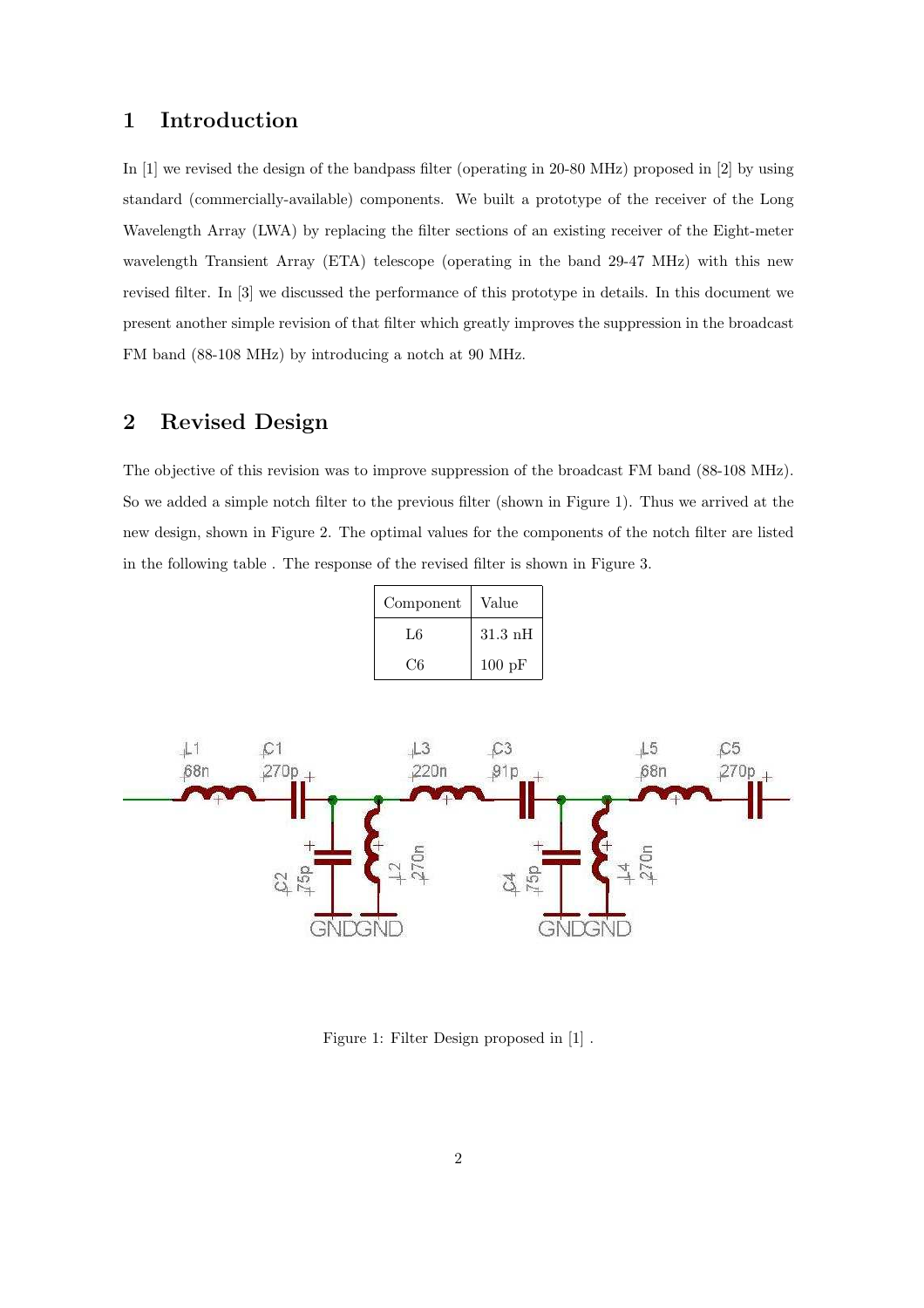## 1 Introduction

In [1] we revised the design of the bandpass filter (operating in 20-80 MHz) proposed in [2] by using standard (commercially-available) components. We built a prototype of the receiver of the Long Wavelength Array (LWA) by replacing the filter sections of an existing receiver of the Eight-meter wavelength Transient Array (ETA) telescope (operating in the band 29-47 MHz) with this new revised filter. In [3] we discussed the performance of this prototype in details. In this document we present another simple revision of that filter which greatly improves the suppression in the broadcast FM band (88-108 MHz) by introducing a notch at 90 MHz.

## 2 Revised Design

The objective of this revision was to improve suppression of the broadcast FM band (88-108 MHz). So we added a simple notch filter to the previous filter (shown in Figure 1). Thus we arrived at the new design, shown in Figure 2. The optimal values for the components of the notch filter are listed in the following table . The response of the revised filter is shown in Figure 3.

| Component | Value |
|---|---|
| L6 | 31.3 nH |
| C6 | 100 pF |

Figure 1: Filter Design proposed in [1] .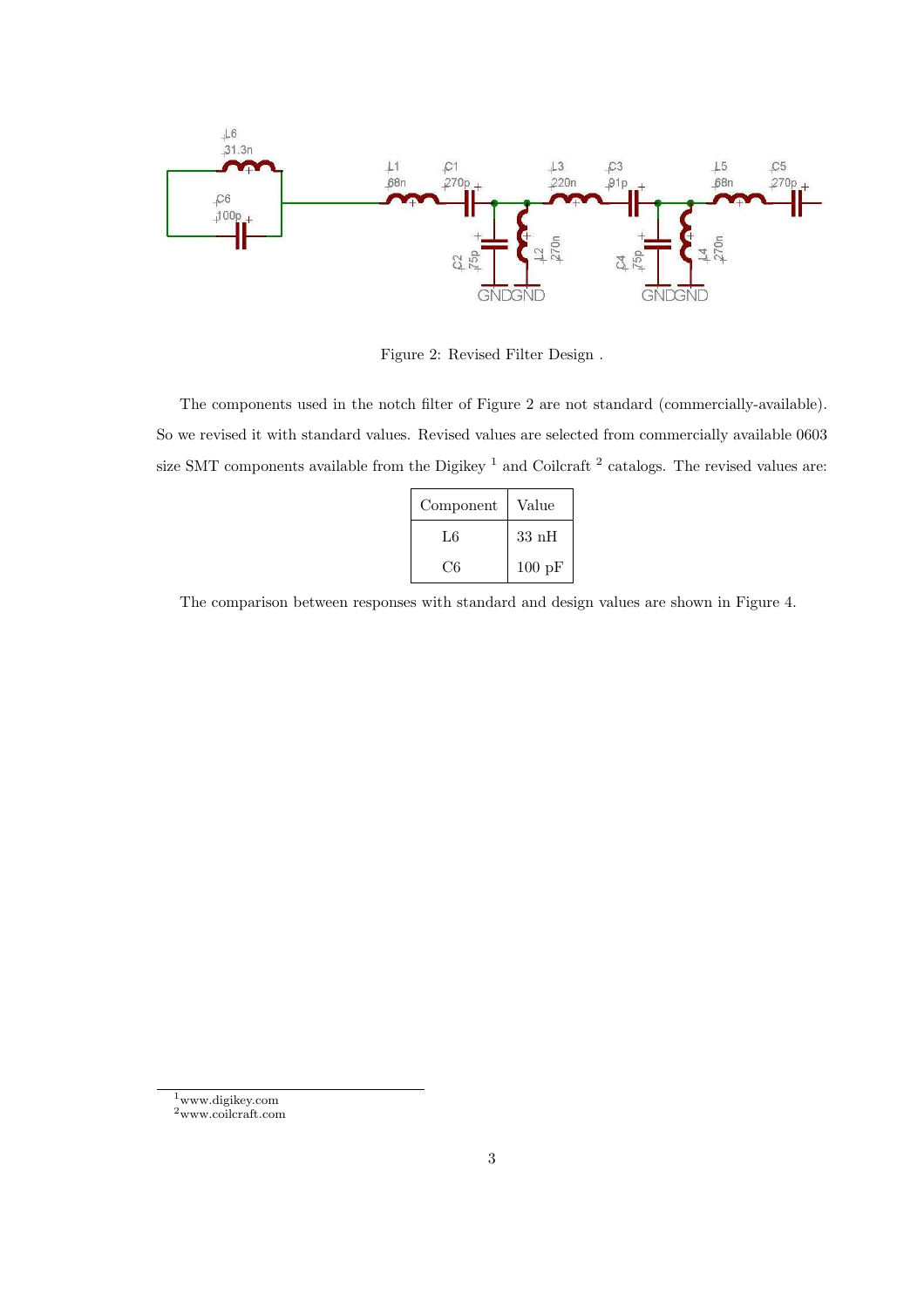Figure 2: Revised Filter Design .

The components used in the notch filter of Figure 2 are not standard (commercially-available). So we revised it with standard values. Revised values are selected from commercially available 0603 size SMT components available from the Digikey [1] and Coilcraft [2] catalogs. The revised values are:

| Component | Value |
|---|---|
| L6 | 33 nH |
| C6 | 100 pF |

The comparison between responses with standard and design values are shown in Figure 4.

[1] www.digikey.com
[2] www.coilcraft.com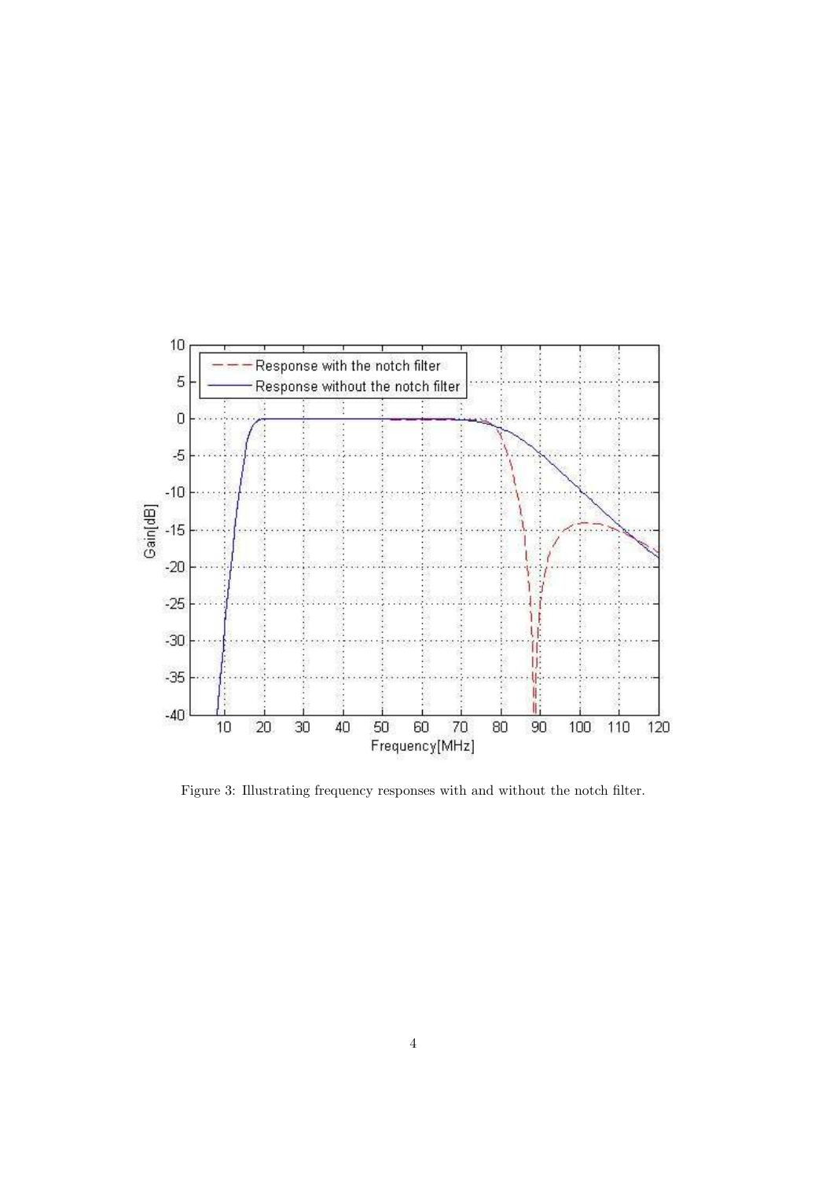Figure 3: Illustrating frequency responses with and without the notch filter.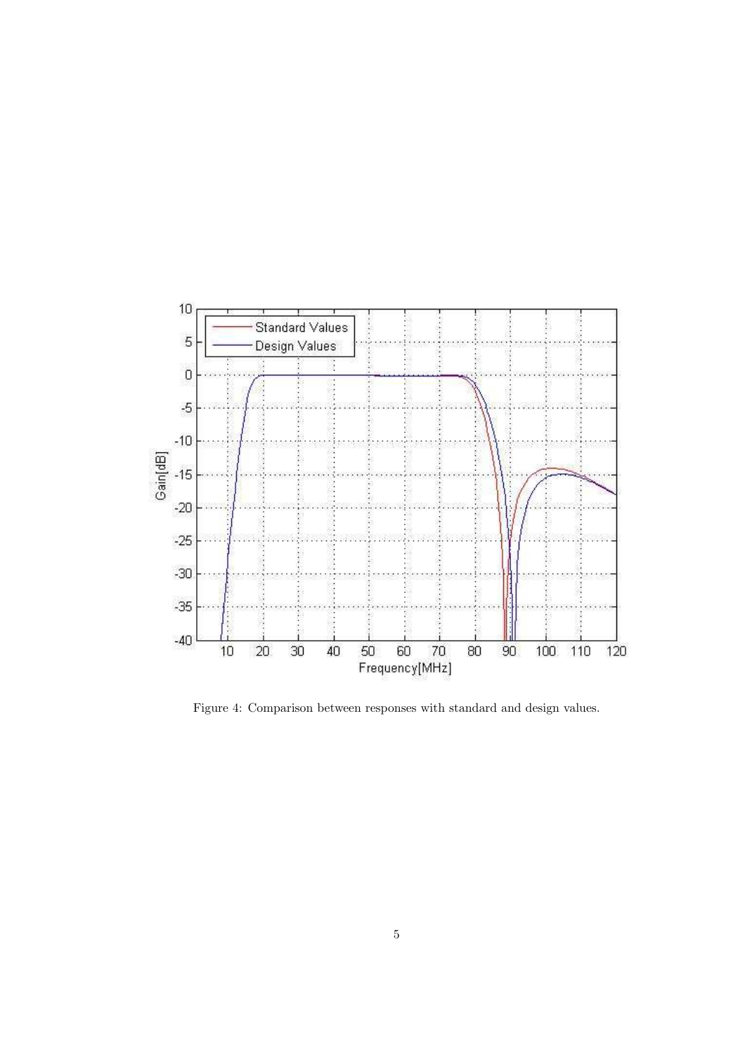Figure 4: Comparison between responses with standard and design values.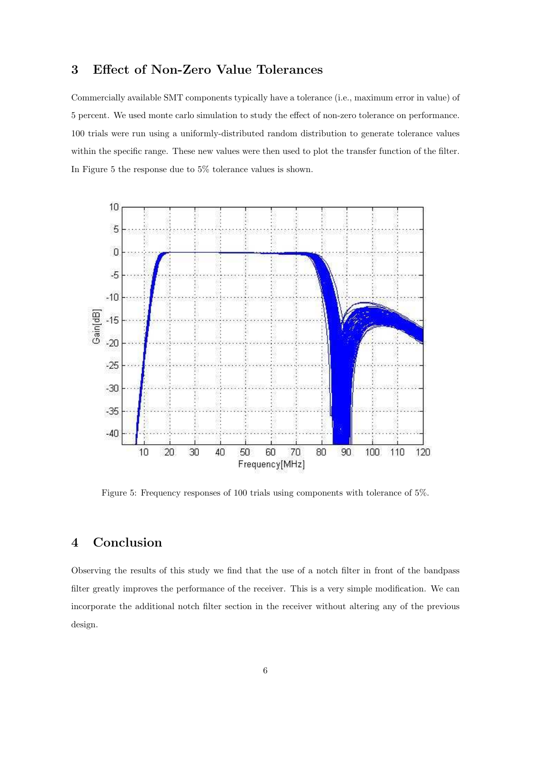## 3 Effect of Non-Zero Value Tolerances

Commercially available SMT components typically have a tolerance (i.e., maximum error in value) of 5 percent. We used monte carlo simulation to study the effect of non-zero tolerance on performance. 100 trials were run using a uniformly-distributed random distribution to generate tolerance values within the specific range. These new values were then used to plot the transfer function of the filter. In Figure 5 the response due to 5% tolerance values is shown.

Figure 5: Frequency responses of 100 trials using components with tolerance of 5%.

## 4 Conclusion

Observing the results of this study we find that the use of a notch filter in front of the bandpass filter greatly improves the performance of the receiver. This is a very simple modification. We can incorporate the additional notch filter section in the receiver without altering any of the previous design.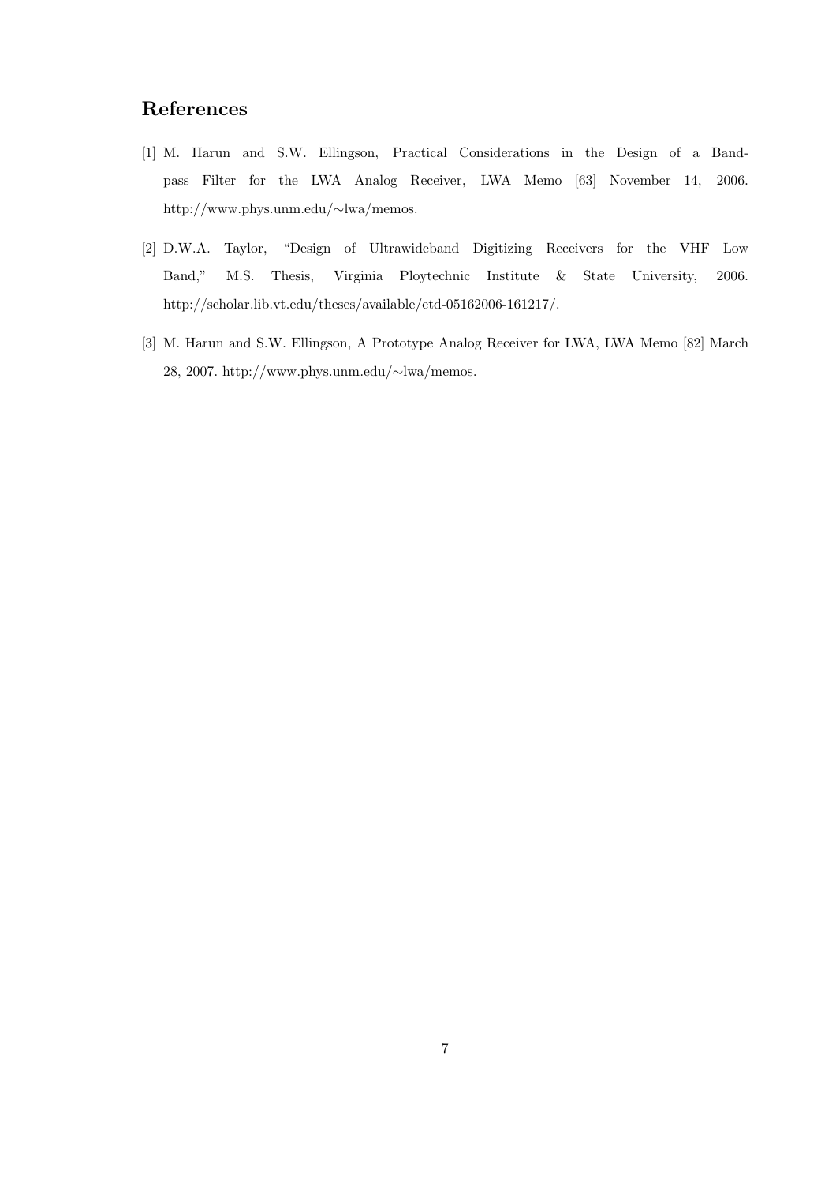## References

[1] M. Harun and S.W. Ellingson, Practical Considerations in the Design of a Bandpass Filter for the LWA Analog Receiver, LWA Memo [63] November 14, 2006. http://www.phys.unm.edu/∼lwa/memos.

[2] D.W.A. Taylor, "Design of Ultrawideband Digitizing Receivers for the VHF Low Band," M.S. Thesis, Virginia Ploytechnic Institute & State University, 2006. http://scholar.lib.vt.edu/theses/available/etd-05162006-161217/.

[3] M. Harun and S.W. Ellingson, A Prototype Analog Receiver for LWA, LWA Memo [82] March 28, 2007. http://www.phys.unm.edu/∼lwa/memos.